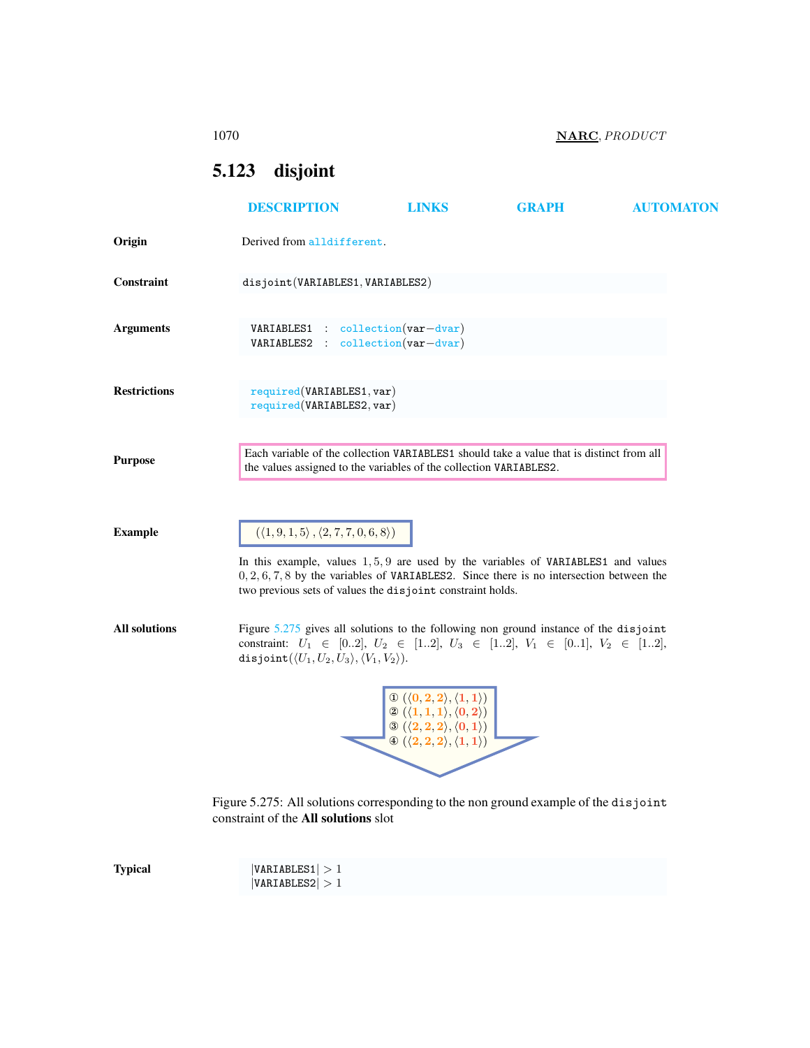## 5.123 disjoint

DESCRIPTION LINKS GRAPH AUTOMATON

**Origin**

Derived from alldifferent.

**Constraint**

disjoint(VARIABLES1, VARIABLES2)

**Arguments**

```
VARIABLES1 : collection(var−dvar)
VARIABLES2 : collection(var−dvar)
```

**Restrictions**

```
required(VARIABLES1, var)
required(VARIABLES2, var)
```

**Purpose**

Each variable of the collection VARIABLES1 should take a value that is distinct from all the values assigned to the variables of the collection VARIABLES2.

**Example**

$(\langle 1, 9, 1, 5\rangle, \langle 2, 7, 7, 0, 6, 8\rangle)$

In this example, values $1, 5, 9$ are used by the variables of VARIABLES1 and values $0, 2, 6, 7, 8$ by the variables of VARIABLES2. Since there is no intersection between the two previous sets of values the disjoint constraint holds.

**All solutions**

Figure 5.275 gives all solutions to the following non ground instance of the disjoint constraint: $U_1 \in [0..2]$, $U_2 \in [1..2]$, $U_3 \in [1..2]$, $V_1 \in [0..1]$, $V_2 \in [1..2]$, disjoint$(\langle U_1, U_2, U_3\rangle, \langle V_1, V_2\rangle)$.

① $(\langle 0, 2, 2\rangle, \langle 1, 1\rangle)$
② $(\langle 1, 1, 1\rangle, \langle 0, 2\rangle)$
③ $(\langle 2, 2, 2\rangle, \langle 0, 1\rangle)$
④ $(\langle 2, 2, 2\rangle, \langle 1, 1\rangle)$

Figure 5.275: All solutions corresponding to the non ground example of the disjoint constraint of the **All solutions** slot

**Typical**

$|\text{VARIABLES1}| > 1$
$|\text{VARIABLES2}| > 1$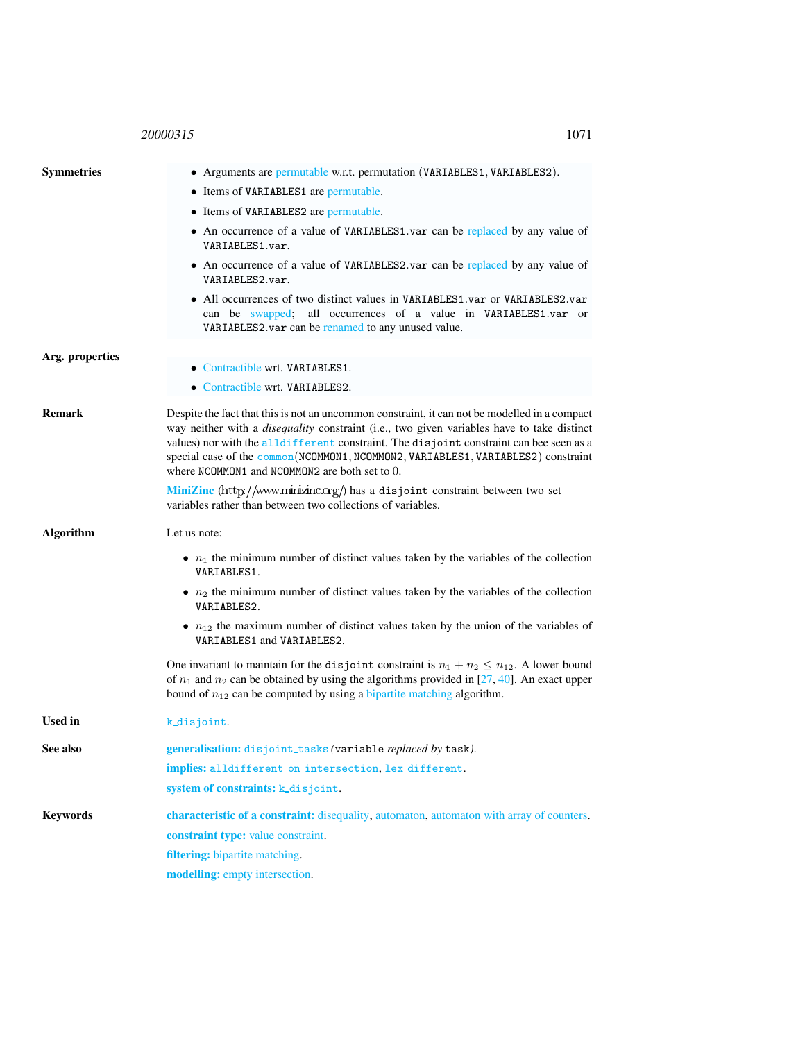**Symmetries**

- Arguments are permutable w.r.t. permutation (VARIABLES1, VARIABLES2).
- Items of VARIABLES1 are permutable.
- Items of VARIABLES2 are permutable.
- An occurrence of a value of VARIABLES1.var can be replaced by any value of VARIABLES1.var.
- An occurrence of a value of VARIABLES2.var can be replaced by any value of VARIABLES2.var.
- All occurrences of two distinct values in VARIABLES1.var or VARIABLES2.var can be swapped; all occurrences of a value in VARIABLES1.var or VARIABLES2.var can be renamed to any unused value.

**Arg. properties**

- Contractible wrt. VARIABLES1.
- Contractible wrt. VARIABLES2.

**Remark**

Despite the fact that this is not an uncommon constraint, it can not be modelled in a compact way neither with a *disequality* constraint (i.e., two given variables have to take distinct values) nor with the alldifferent constraint. The disjoint constraint can bee seen as a special case of the common(NCOMMON1, NCOMMON2, VARIABLES1, VARIABLES2) constraint where NCOMMON1 and NCOMMON2 are both set to 0.

**MiniZinc** (http://www.minizinc.org/) has a disjoint constraint between two set variables rather than between two collections of variables.

**Algorithm**

Let us note:

- $n_1$ the minimum number of distinct values taken by the variables of the collection VARIABLES1.
- $n_2$ the minimum number of distinct values taken by the variables of the collection VARIABLES2.
- $n_{12}$ the maximum number of distinct values taken by the union of the variables of VARIABLES1 and VARIABLES2.

One invariant to maintain for the disjoint constraint is $n_1 + n_2 \leq n_{12}$. A lower bound of $n_1$ and $n_2$ can be obtained by using the algorithms provided in [27, 40]. An exact upper bound of $n_{12}$ can be computed by using a bipartite matching algorithm.

**Used in**

k_disjoint.

**See also**

**generalisation:** disjoint_tasks *(*variable *replaced by* task*)*.

**implies:** alldifferent_on_intersection, lex_different.

**system of constraints:** k_disjoint.

**Keywords**

**characteristic of a constraint:** disequality, automaton, automaton with array of counters.

**constraint type:** value constraint.

**filtering:** bipartite matching.

**modelling:** empty intersection.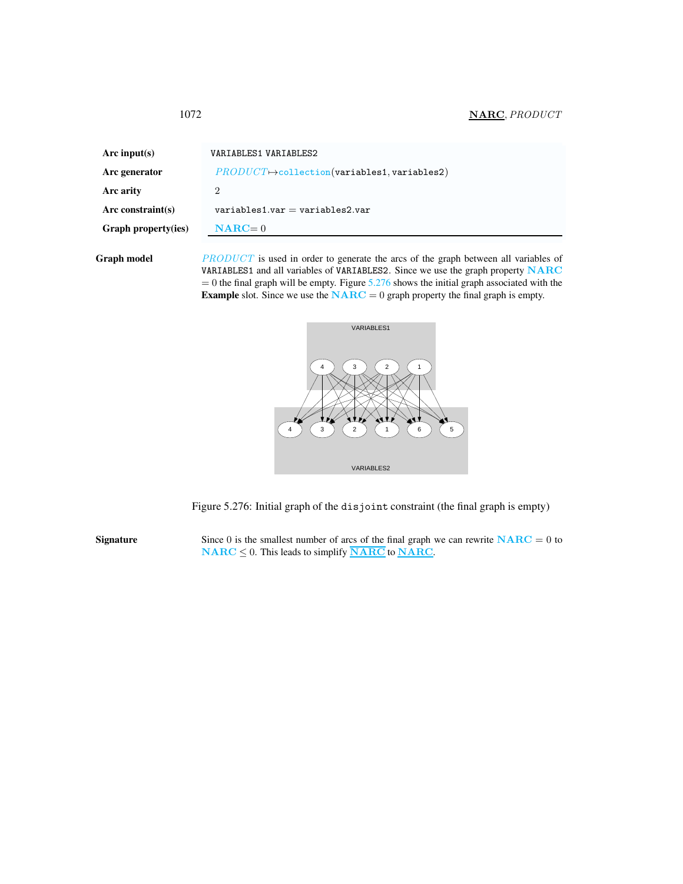| | |
|---|---|
| **Arc input(s)** | VARIABLES1 VARIABLES2 |
| **Arc generator** | *PRODUCT* $\mapsto$ collection(variables1, variables2) |
| **Arc arity** | 2 |
| **Arc constraint(s)** | variables1.var = variables2.var |
| **Graph property(ies)** | **NARC** = 0 |

**Graph model**

*PRODUCT* is used in order to generate the arcs of the graph between all variables of VARIABLES1 and all variables of VARIABLES2. Since we use the graph property **NARC** = 0 the final graph will be empty. Figure 5.276 shows the initial graph associated with the **Example** slot. Since we use the **NARC** = 0 graph property the final graph is empty.

Figure 5.276: Initial graph of the disjoint constraint (the final graph is empty)

**Signature**

Since 0 is the smallest number of arcs of the final graph we can rewrite **NARC** = 0 to **NARC** $\leq 0$. This leads to simplify $\overline{\textbf{NARC}}$ to $\overline{\textbf{NARC}}$.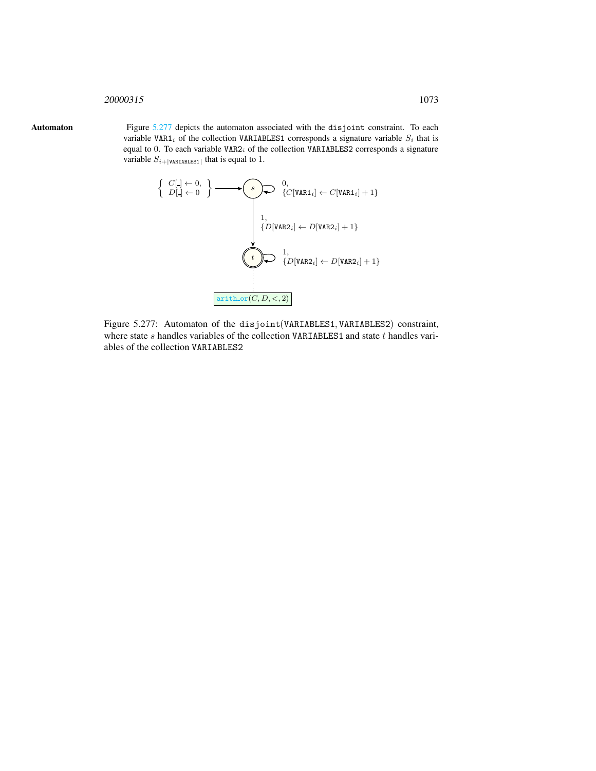**Automaton**

Figure 5.277 depicts the automaton associated with the `disjoint` constraint. To each variable $\texttt{VAR1}_i$ of the collection `VARIABLES1` corresponds a signature variable $S_i$ that is equal to 0. To each variable $\texttt{VAR2}_i$ of the collection `VARIABLES2` corresponds a signature variable $S_{i+|\texttt{VARIABLES1}|}$ that is equal to 1.

$\left\{ \begin{array}{l} C[\_] \leftarrow 0, \\ D[\_] \leftarrow 0 \end{array} \right\}$

$s$: 0, $\{C[\texttt{VAR1}_i] \leftarrow C[\texttt{VAR1}_i] + 1\}$

1, $\{D[\texttt{VAR2}_i] \leftarrow D[\texttt{VAR2}_i] + 1\}$

$t$: 1, $\{D[\texttt{VAR2}_i] \leftarrow D[\texttt{VAR2}_i] + 1\}$

arith_or$(C, D, <, 2)$

Figure 5.277: Automaton of the `disjoint`(`VARIABLES1`, `VARIABLES2`) constraint, where state $s$ handles variables of the collection `VARIABLES1` and state $t$ handles variables of the collection `VARIABLES2`